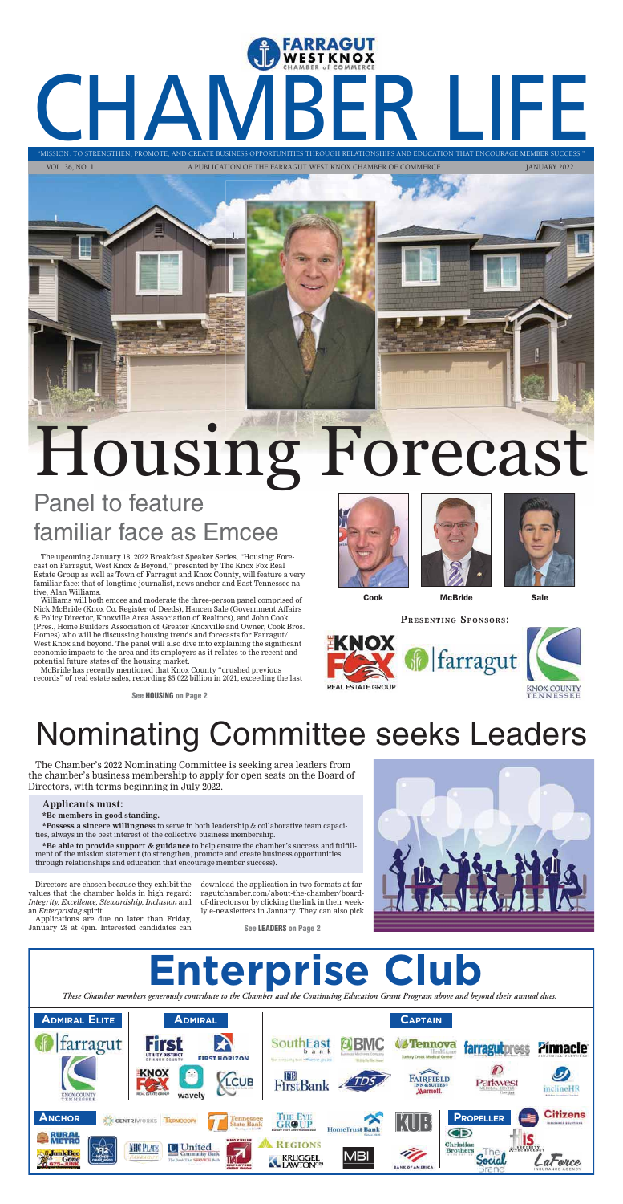# CHAMBER LIFE

FARRAGUT WEST KNOX CHAMBER of COMMERCE

"MISSION: TO STRENGTHEN, PROMOTE, AND CREATE BUSINESS OPPORTUNITIES THROUGH RELATIONSHIPS AND EDUCATION THAT ENCOURAGE MEMBER SUCCESS."

VOL. 36, NO. 1 A PUBLICATION OF THE FARRAGUT WEST KNOX CHAMBER OF COMMERCE JANUARY 2022

# Housing Forecast

## Panel to feature familiar face as Emcee

The upcoming January 18, 2022 Breakfast Speaker Series, "Housing: Forecast on Farragut, West Knox & Beyond," presented by The Knox Fox Real Estate Group as well as Town of Farragut and Knox County, will feature a very familiar face: that of longtime journalist, news anchor and East Tennessee native, Alan Williams.

Williams will both emcee and moderate the three-person panel comprised of Nick McBride (Knox Co. Register of Deeds), Hancen Sale (Government Affairs & Policy Director, Knoxville Area Association of Realtors), and John Cook (Pres., Home Builders Association of Greater Knoxville and Owner, Cook Bros. Homes) who will be discussing housing trends and forecasts for Farragut/West Knox and beyond. The panel will also dive into explaining the significant economic impacts to the area and its employers as it relates to the recent and potential future states of the housing market.

McBride has recently mentioned that Knox County "crushed previous records" of real estate sales, recording $5.022 billion in 2021, exceeding the last

See **HOUSING** on Page 2

Cook McBride Sale

PRESENTING SPONSORS:

THE KNOX FOX REAL ESTATE GROUP | farragut | KNOX COUNTY TENNESSEE

## Nominating Committee seeks Leaders

The Chamber's 2022 Nominating Committee is seeking area leaders from the chamber's business membership to apply for open seats on the Board of Directors, with terms beginning in July 2022.

**Applicants must:**

**\*Be members in good standing.**

**\*Possess a sincere willingness** to serve in both leadership & collaborative team capacities, always in the best interest of the collective business membership.

**\*Be able to provide support & guidance** to help ensure the chamber's success and fulfillment of the mission statement (to strengthen, promote and create business opportunities through relationships and education that encourage member success).

Directors are chosen because they exhibit the values that the chamber holds in high regard: *Integrity, Excellence, Stewardship, Inclusion* and an *Enterprising* spirit.

Applications are due no later than Friday, January 28 at 4pm. Interested candidates can download the application in two formats at farragutchamber.com/about-the-chamber/board-of-directors or by clicking the link in their weekly e-newsletters in January. They can also pick

See **LEADERS** on Page 2

# Enterprise Club

*These Chamber members generously contribute to the Chamber and the Continuing Education Grant Program above and beyond their annual dues.*

**ADMIRAL ELITE**

farragut; Knox County Tennessee

**ADMIRAL**

First Utility District of Knox County; First Horizon; The Knox Fox Real Estate Group; Wavely; LCUB

**CAPTAIN**

SouthEast Bank; BMC; Tennova Healthcare Turkey Creek Medical Center; farragutpress; Pinnacle; FirstBank; TDS; Fairfield Inn & Suites Marriott; Parkwest Medical Center; inclineHR

**ANCHOR**

Centriworks; Farmocopy; Tennessee State Bank; The Eye Group; HomeTrust Bank; KUB; Rural Metro; Y12 Federal Credit Union; ABC Place; United Community Bank; Knoxville TVA Employees Credit Union; Regions; Kruggel Lawton CPAs; MBI; Bank of America; Junk Bee Gone

**PROPELLER**

Citizens Insurance Solutions; Christian Brothers Automotive; IS Security Technology; The Social Brand; LaForce Insurance Agency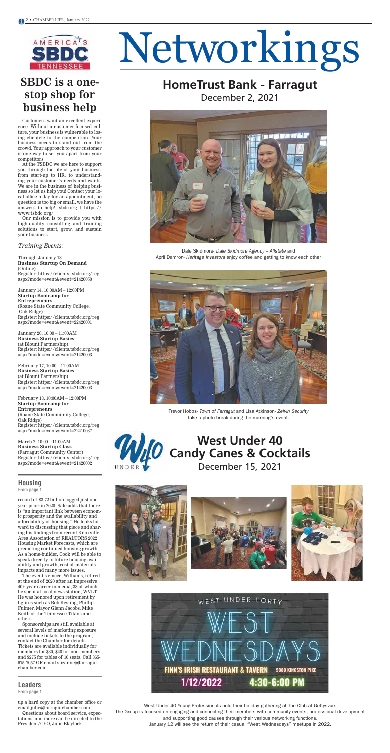# SBDC is a one-stop shop for business help

Customers want an excellent experience. Without a customer-focused culture, your business is vulnerable to losing clientele to the competition. Your business needs to stand out from the crowd. Your approach to your customer is one way to set you apart from your competitors.

At the TSBDC we are here to support you through the life of your business, from start-up to HR, to understanding your customer's needs and wants. We are in the business of helping business so let us help you! Contact your local office today for an appointment, no question is too big or small, we have the answers to help! tsbdc.org | https://www.tsbdc.org/

Our mission is to provide you with high-quality consulting and training solutions to start, grow, and sustain your business.

*Training Events:*

Through January 18
**Business Startup On Demand**
(Online)
Register: https://clients.tsbdc.org/reg.aspx?mode=event&event=21420050

January 14, 10:00AM – 12:00PM
**Startup Bootcamp for Entrepreneurs**
(Roane State Community College, Oak Ridge)
Register: https://clients.tsbdc.org/reg.aspx?mode=event&event=22420001

January 20, 10:00 – 11:00AM
**Business Startup Basics**
(at Blount Partnership)
Register: https://clients.tsbdc.org/reg.aspx?mode=event&event=21420003

February 17, 10:00 – 11:00AM
**Business Startup Basics**
(at Blount Partnership)
Register: https://clients.tsbdc.org/reg.aspx?mode=event&event=21420003

February 18, 10:00AM – 12:00PM
**Startup Bootcamp for Entrepreneurs**
(Roane State Community College, Oak Ridge)
Register: https://clients.tsbdc.org/reg.aspx?mode=event&event=22410037

March 2, 10:00 – 11:00AM
**Business Startup Class**
(Farragut Community Center)
Register: https://clients.tsbdc.org/reg.aspx?mode=event&event=21420002

## Housing
**From page 1**

record of $3.72 billion logged just one year prior in 2020. Sale adds that there is "an important link between economic prosperity and the availability and affordability of housing." He looks forward to discussing that piece and sharing his findings from recent Knoxville Area Association of REALTORS 2022 Housing Market Forecasts, which are predicting continued housing growth. As a home-builder, Cook will be able to speak directly to future housing availability and growth, cost of materials impacts and many more issues.

The event's emcee, Williams, retired at the end of 2020 after an impressive 40+ year career in media, 33 of which he spent at local news station, WVLT. He was honored upon retirement by figures such as Bob Kesling, Phillip Fulmer, Mayor Glenn Jacobs, Mike Keith of the Tennessee Titans and others.

Sponsorships are still available at several levels of marketing exposure and include tickets to the program; contact the Chamber for details. Tickets are available individually for members for $30, $40 for non-members and $275 for tables of 10 seats. Call 865-675-7057 OR email suzanne@farragutchamber.com.

## Leaders
**From page 1**

up a hard copy at the chamber office or email julie@farragutchamber.com.

Questions about board service, expectations, and more can be directed to the President/CEO, Julie Blaylock.

# Networkings

## HomeTrust Bank - Farragut
December 2, 2021

Dale Skidmore- *Dale Skidmore Agency – Allstate* and April Damron- *Heritage Investors* enjoy coffee and getting to know each other

Trevor Hobbs- *Town of Farragut* and Lisa Atkinson- *Zelvin Security* take a photo break during the morning's event.

## West Under 40 Candy Canes & Cocktails
December 15, 2021

WEST UNDER FORTY
WEST WEDNESDAYS
FINN'S IRISH RESTAURANT & TAVERN 9000 KINGSTON PIKE
1/12/2022 4:30-6:00 PM

West Under 40 Young Professionals hold their holiday gathering at The Club at Gettysvue. The Group is focused on engaging and connecting their members with community events, professional development and supporting good causes through their various networking functions. January 12 will see the return of their casual "West Wednesdays" meetups in 2022.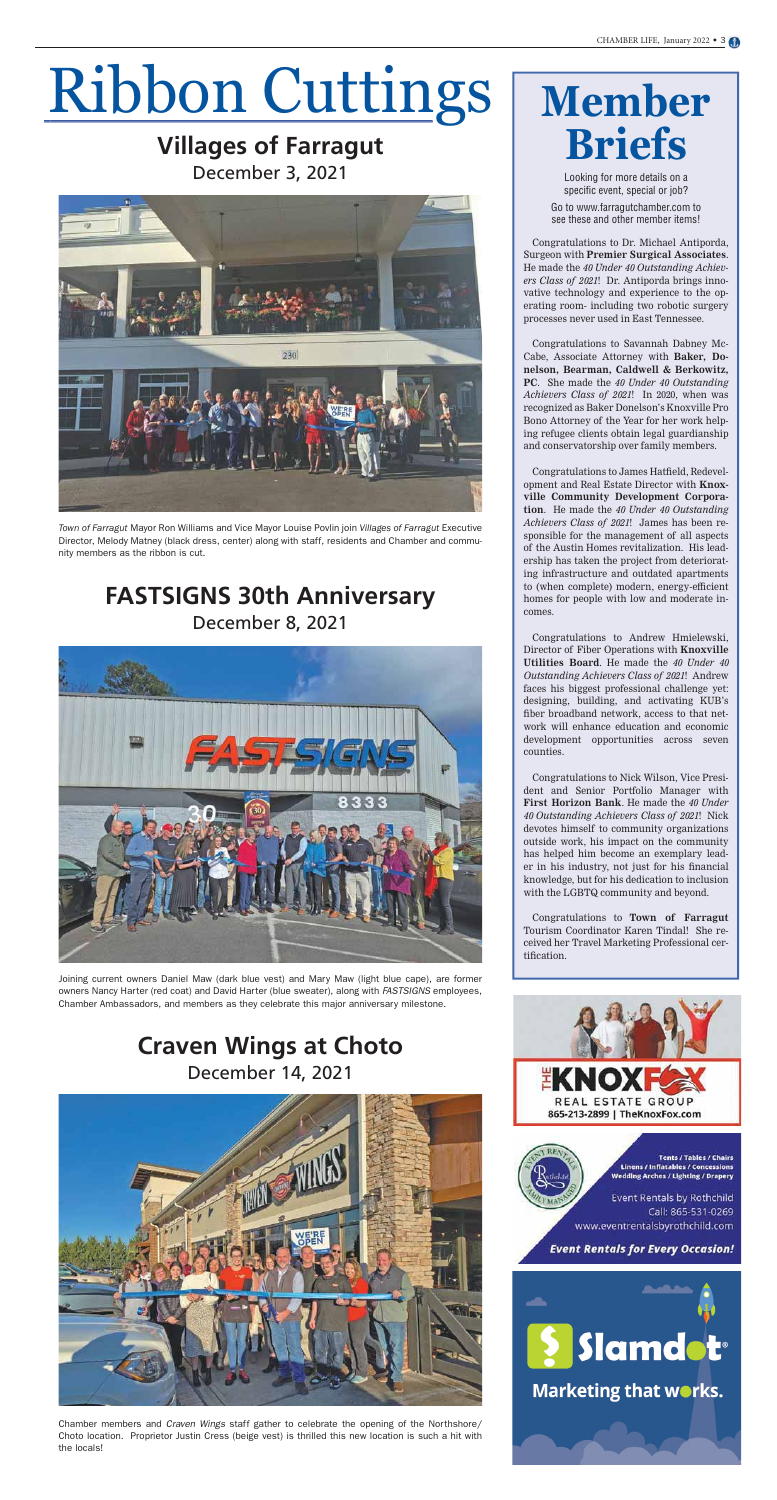# Ribbon Cuttings

## Villages of Farragut

December 3, 2021

*Town of Farragut* Mayor Ron Williams and Vice Mayor Louise Povlin join *Villages of Farragut* Executive Director, Melody Matney (black dress, center) along with staff, residents and Chamber and community members as the ribbon is cut.

## FASTSIGNS 30th Anniversary

December 8, 2021

Joining current owners Daniel Maw (dark blue vest) and Mary Maw (light blue cape), are former owners Nancy Harter (red coat) and David Harter (blue sweater), along with *FASTSIGNS* employees, Chamber Ambassadors, and members as they celebrate this major anniversary milestone.

## Craven Wings at Choto

December 14, 2021

Chamber members and *Craven Wings* staff gather to celebrate the opening of the Northshore/Choto location. Proprietor Justin Cress (beige vest) is thrilled this new location is such a hit with the locals!

# Member Briefs

Looking for more details on a specific event, special or job?

Go to www.farragutchamber.com to see these and other member items!

Congratulations to Dr. Michael Antiporda, Surgeon with **Premier Surgical Associates**. He made the *40 Under 40 Outstanding Achievers Class of 2021*! Dr. Antiporda brings innovative technology and experience to the operating room- including two robotic surgery processes never used in East Tennessee.

Congratulations to Savannah Dabney McCabe, Associate Attorney with **Baker, Donelson, Bearman, Caldwell & Berkowitz, PC**. She made the *40 Under 40 Outstanding Achievers Class of 2021*! In 2020, when was recognized as Baker Donelson's Knoxville Pro Bono Attorney of the Year for her work helping refugee clients obtain legal guardianship and conservatorship over family members.

Congratulations to James Hatfield, Redevelopment and Real Estate Director with **Knoxville Community Development Corporation**. He made the *40 Under 40 Outstanding Achievers Class of 2021*! James has been responsible for the management of all aspects of the Austin Homes revitalization. His leadership has taken the project from deteriorating infrastructure and outdated apartments to (when complete) modern, energy-efficient homes for people with low and moderate incomes.

Congratulations to Andrew Hmielewski, Director of Fiber Operations with **Knoxville Utilities Board**. He made the *40 Under 40 Outstanding Achievers Class of 2021*! Andrew faces his biggest professional challenge yet: designing, building, and activating KUB's fiber broadband network, access to that network will enhance education and economic development opportunities across seven counties.

Congratulations to Nick Wilson, Vice President and Senior Portfolio Manager with **First Horizon Bank**. He made the *40 Under 40 Outstanding Achievers Class of 2021*! Nick devotes himself to community organizations outside work, his impact on the community has helped him become an exemplary leader in his industry, not just for his financial knowledge, but for his dedication to inclusion with the LGBTQ community and beyond.

Congratulations to **Town of Farragut** Tourism Coordinator Karen Tindal! She received her Travel Marketing Professional certification.

THE KNOXFOX REAL ESTATE GROUP
865-213-2899 | TheKnoxFox.com

Tents / Tables / Chairs
Linens / Inflatables / Concessions
Wedding Arches / Lighting / Drapery

Event Rentals by Rothchild
Call: 865-531-0269
www.eventrentalsbyrothchild.com

**Event Rentals for Every Occasion!**

Slamdot®
Marketing that works.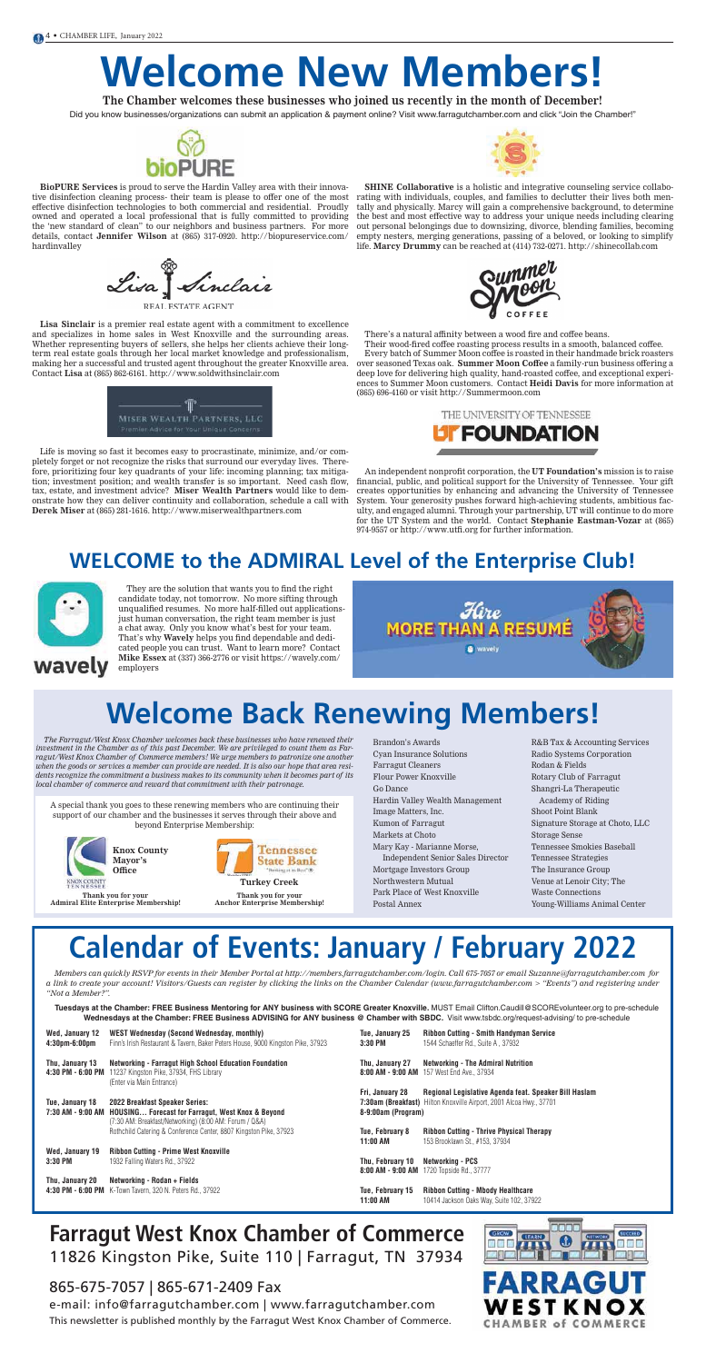# Welcome New Members!

**The Chamber welcomes these businesses who joined us recently in the month of December!**

Did you know businesses/organizations can submit an application & payment online? Visit www.farragutchamber.com and click "Join the Chamber!"

**BioPURE Services** is proud to serve the Hardin Valley area with their innovative disinfection cleaning process- their team is please to offer one of the most effective disinfection technologies to both commercial and residential. Proudly owned and operated a local professional that is fully committed to providing the 'new standard of clean" to our neighbors and business partners. For more details, contact **Jennifer Wilson** at (865) 317-0920. http://biopureservice.com/hardinvalley

Lisa Sinclair
REAL ESTATE AGENT

**Lisa Sinclair** is a premier real estate agent with a commitment to excellence and specializes in home sales in West Knoxville and the surrounding areas. Whether representing buyers of sellers, she helps her clients achieve their long-term real estate goals through her local market knowledge and professionalism, making her a successful and trusted agent throughout the greater Knoxville area. Contact **Lisa** at (865) 862-6161. http://www.soldwithsinclair.com

MISER WEALTH PARTNERS, LLC
Premier Advice for Your Unique Concerns

Life is moving so fast it becomes easy to procrastinate, minimize, and/or completely forget or not recognize the risks that surround our everyday lives. Therefore, prioritizing four key quadrants of your life: incoming planning; tax mitigation; investment position; and wealth transfer is so important. Need cash flow, tax, estate, and investment advice? **Miser Wealth Partners** would like to demonstrate how they can deliver continuity and collaboration, schedule a call with **Derek Miser** at (865) 281-1616. http://www.miserwealthpartners.com

**SHINE Collaborative** is a holistic and integrative counseling service collaborating with individuals, couples, and families to declutter their lives both mentally and physically. Marcy will gain a comprehensive background, to determine the best and most effective way to address your unique needs including clearing out personal belongings due to downsizing, divorce, blending families, becoming empty nesters, merging generations, passing of a beloved, or looking to simplify life. **Marcy Drummy** can be reached at (414) 732-0271. http://shinecollab.com

There's a natural affinity between a wood fire and coffee beans.

Their wood-fired coffee roasting process results in a smooth, balanced coffee.

Every batch of Summer Moon coffee is roasted in their handmade brick roasters over seasoned Texas oak. **Summer Moon Coffee** a family-run business offering a deep love for delivering high quality, hand-roasted coffee, and exceptional experiences to Summer Moon customers. Contact **Heidi Davis** for more information at (865) 696-4160 or visit http://Summermoon.com

THE UNIVERSITY OF TENNESSEE
UT FOUNDATION

An independent nonprofit corporation, the **UT Foundation's** mission is to raise financial, public, and political support for the University of Tennessee. Your gift creates opportunities by enhancing and advancing the University of Tennessee System. Your generosity pushes forward high-achieving students, ambitious faculty, and engaged alumni. Through your partnership, UT will continue to do more for the UT System and the world. Contact **Stephanie Eastman-Vozar** at (865) 974-9557 or http://www.utfi.org for further information.

## WELCOME to the ADMIRAL Level of the Enterprise Club!

wavely

They are the solution that wants you to find the right candidate today, not tomorrow. No more sifting through unqualified resumes. No more half-filled out applications- just human conversation, the right team member is just a chat away. Only you know what's best for your team. That's why **Wavely** helps you find dependable and dedicated people you can trust. Want to learn more? Contact **Mike Essex** at (337) 366-2776 or visit https://wavely.com/employers

Hire MORE THAN A RESUMÉ
wavely

# Welcome Back Renewing Members!

*The Farragut/West Knox Chamber welcomes back these businesses who have renewed their investment in the Chamber as of this past December. We are privileged to count them as Farragut/West Knox Chamber of Commerce members! We urge members to patronize one another when the goods or services a member can provide are needed. It is also our hope that area residents recognize the commitment a business makes to its community when it becomes part of its local chamber of commerce and reward that commitment with their patronage.*

A special thank you goes to these renewing members who are continuing their support of our chamber and the businesses it serves through their above and beyond Enterprise Membership:

**Knox County Mayor's Office**
**Thank you for your Admiral Elite Enterprise Membership!**

Tennessee State Bank
**Turkey Creek**
**Thank you for your Anchor Enterprise Membership!**

- Brandon's Awards
- Cyan Insurance Solutions
- Farragut Cleaners
- Flour Power Knoxville
- Go Dance
- Hardin Valley Wealth Management
- Image Matters, Inc.
- Kumon of Farragut
- Markets at Choto
- Mary Kay - Marianne Morse, Independent Senior Sales Director
- Mortgage Investors Group
- Northwestern Mutual
- Park Place of West Knoxville
- Postal Annex
- R&B Tax & Accounting Services
- Radio Systems Corporation
- Rodan & Fields
- Rotary Club of Farragut
- Shangri-La Therapeutic Academy of Riding
- Shoot Point Blank
- Signature Storage at Choto, LLC
- Storage Sense
- Tennessee Smokies Baseball
- Tennessee Strategies
- The Insurance Group
- Venue at Lenoir City; The
- Waste Connections
- Young-Williams Animal Center

# Calendar of Events: January / February 2022

*Members can quickly RSVP for events in their Member Portal at http://members.farragutchamber.com/login. Call 675-7057 or email Suzanne@farragutchamber.com for a link to create your account! Visitors/Guests can register by clicking the links on the Chamber Calendar (www.farragutchamber.com > "Events") and registering under "Not a Member?".*

**Tuesdays at the Chamber: FREE Business Mentoring for ANY business with SCORE Greater Knoxville.** MUST Email Clifton.Caudill@SCOREvolunteer.org to pre-schedule
**Wednesdays at the Chamber: FREE Business ADVISING for ANY business @ Chamber with SBDC.** Visit www.tsbdc.org/request-advising/ to pre-schedule

**Wed, January 12, 4:30pm-6:00pm** — **WEST Wednesday (Second Wednesday, monthly)**
Finn's Irish Restaurant & Tavern, Baker Peters House, 9000 Kingston Pike, 37923

**Thu, January 13, 4:30 PM - 6:00 PM** — **Networking - Farragut High School Education Foundation**
11237 Kingston Pike, 37934, FHS Library (Enter via Main Entrance)

**Tue, January 18, 7:30 AM - 9:00 AM** — **2022 Breakfast Speaker Series: HOUSING… Forecast for Farragut, West Knox & Beyond**
(7:30 AM: Breakfast/Networking) (8:00 AM: Forum / Q&A)
Rothchild Catering & Conference Center, 8807 Kingston Pike, 37923

**Wed, January 19, 3:30 PM** — **Ribbon Cutting - Prime West Knoxville**
1932 Falling Waters Rd., 37922

**Thu, January 20, 4:30 PM - 6:00 PM** — **Networking - Rodan + Fields**
K-Town Tavern, 320 N. Peters Rd., 37922

**Tue, January 25, 3:30 PM** — **Ribbon Cutting - Smith Handyman Service**
1544 Schaeffer Rd., Suite A , 37932

**Thu, January 27, 8:00 AM - 9:00 AM** — **Networking - The Admiral Nutrition**
157 West End Ave., 37934

**Fri, January 28, 7:30am (Breakfast), 8-9:00am (Program)** — **Regional Legislative Agenda feat. Speaker Bill Haslam**
Hilton Knoxville Airport, 2001 Alcoa Hwy., 37701

**Tue, February 8, 11:00 AM** — **Ribbon Cutting - Thrive Physical Therapy**
153 Brooklawn St., #153, 37934

**Thu, February 10, 8:00 AM - 9:00 AM** — **Networking - PCS**
1720 Topside Rd., 37777

**Tue, February 15, 11:00 AM** — **Ribbon Cutting - Mbody Healthcare**
10414 Jackson Oaks Way, Suite 102, 37922

## Farragut West Knox Chamber of Commerce

11826 Kingston Pike, Suite 110 | Farragut, TN 37934

865-675-7057 | 865-671-2409 Fax

e-mail: info@farragutchamber.com | www.farragutchamber.com

This newsletter is published monthly by the Farragut West Knox Chamber of Commerce.

FARRAGUT WEST KNOX CHAMBER of COMMERCE